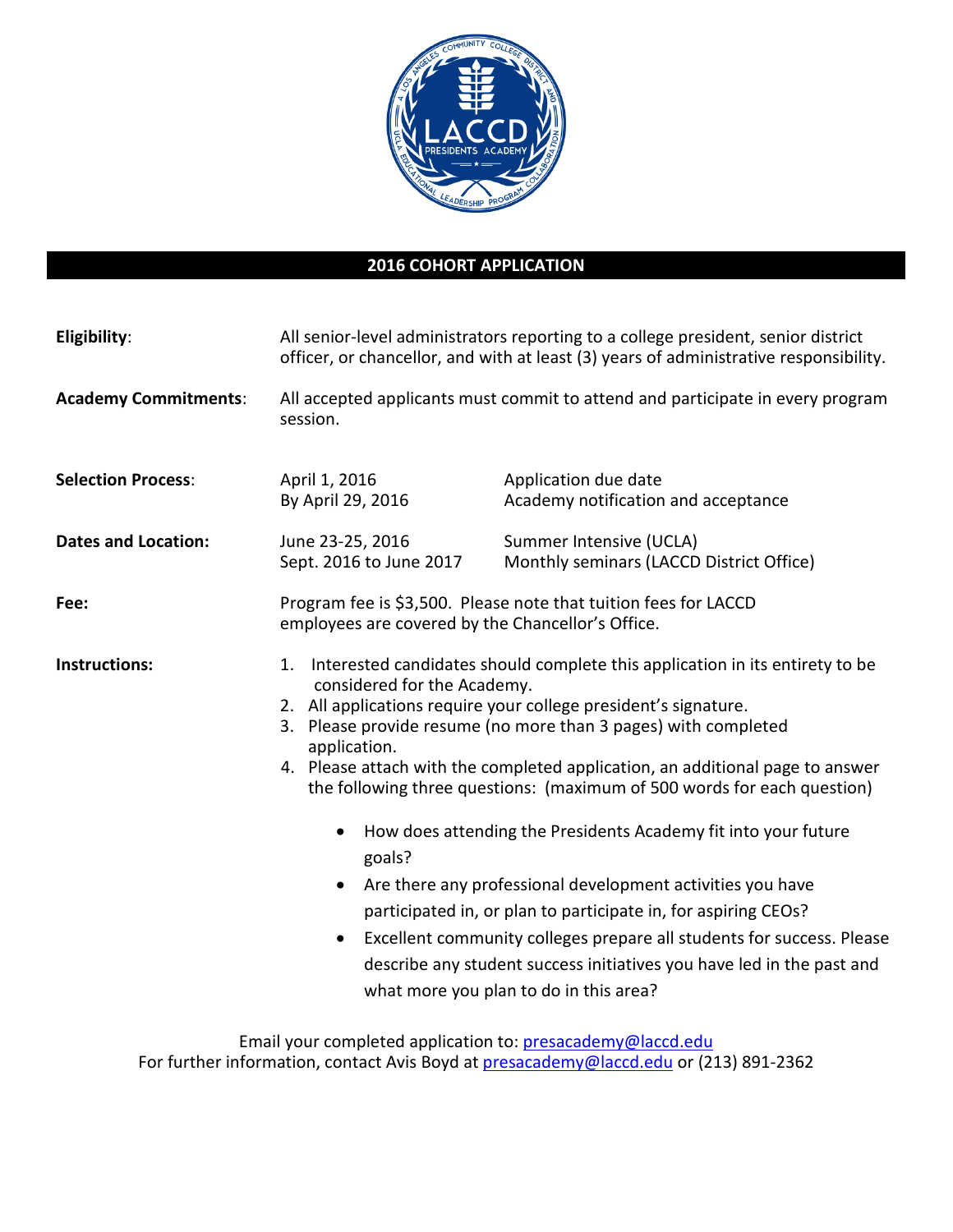## 2016 COHORT APPLICATION

**Eligibility**: All senior-level administrators reporting to a college president, senior district officer, or chancellor, and with at least (3) years of administrative responsibility.

**Academy Commitments**: All accepted applicants must commit to attend and participate in every program session.

**Selection Process**:

| | |
|---|---|
| April 1, 2016 | Application due date |
| By April 29, 2016 | Academy notification and acceptance |

**Dates and Location:**

| | |
|---|---|
| June 23-25, 2016 | Summer Intensive (UCLA) |
| Sept. 2016 to June 2017 | Monthly seminars (LACCD District Office) |

**Fee:** Program fee is $3,500. Please note that tuition fees for LACCD employees are covered by the Chancellor's Office.

**Instructions:**

1. Interested candidates should complete this application in its entirety to be considered for the Academy.
2. All applications require your college president's signature.
3. Please provide resume (no more than 3 pages) with completed application.
4. Please attach with the completed application, an additional page to answer the following three questions: (maximum of 500 words for each question)
   - How does attending the Presidents Academy fit into your future goals?
   - Are there any professional development activities you have participated in, or plan to participate in, for aspiring CEOs?
   - Excellent community colleges prepare all students for success. Please describe any student success initiatives you have led in the past and what more you plan to do in this area?

Email your completed application to: presacademy@laccd.edu
For further information, contact Avis Boyd at presacademy@laccd.edu or (213) 891-2362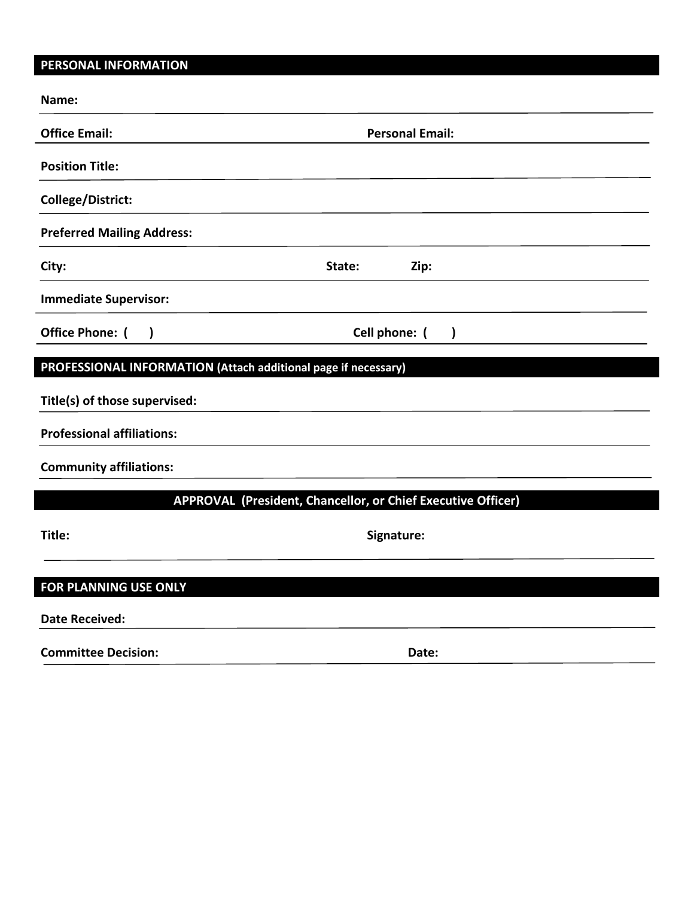## PERSONAL INFORMATION

**Name:**

**Office Email:** **Personal Email:**

**Position Title:**

**College/District:**

**Preferred Mailing Address:**

**City:** **State:** **Zip:**

**Immediate Supervisor:**

**Office Phone: ( )** **Cell phone: ( )**

## PROFESSIONAL INFORMATION (Attach additional page if necessary)

**Title(s) of those supervised:**

**Professional affiliations:**

**Community affiliations:**

## APPROVAL (President, Chancellor, or Chief Executive Officer)

**Title:** **Signature:**

## FOR PLANNING USE ONLY

**Date Received:**

**Committee Decision:** **Date:**